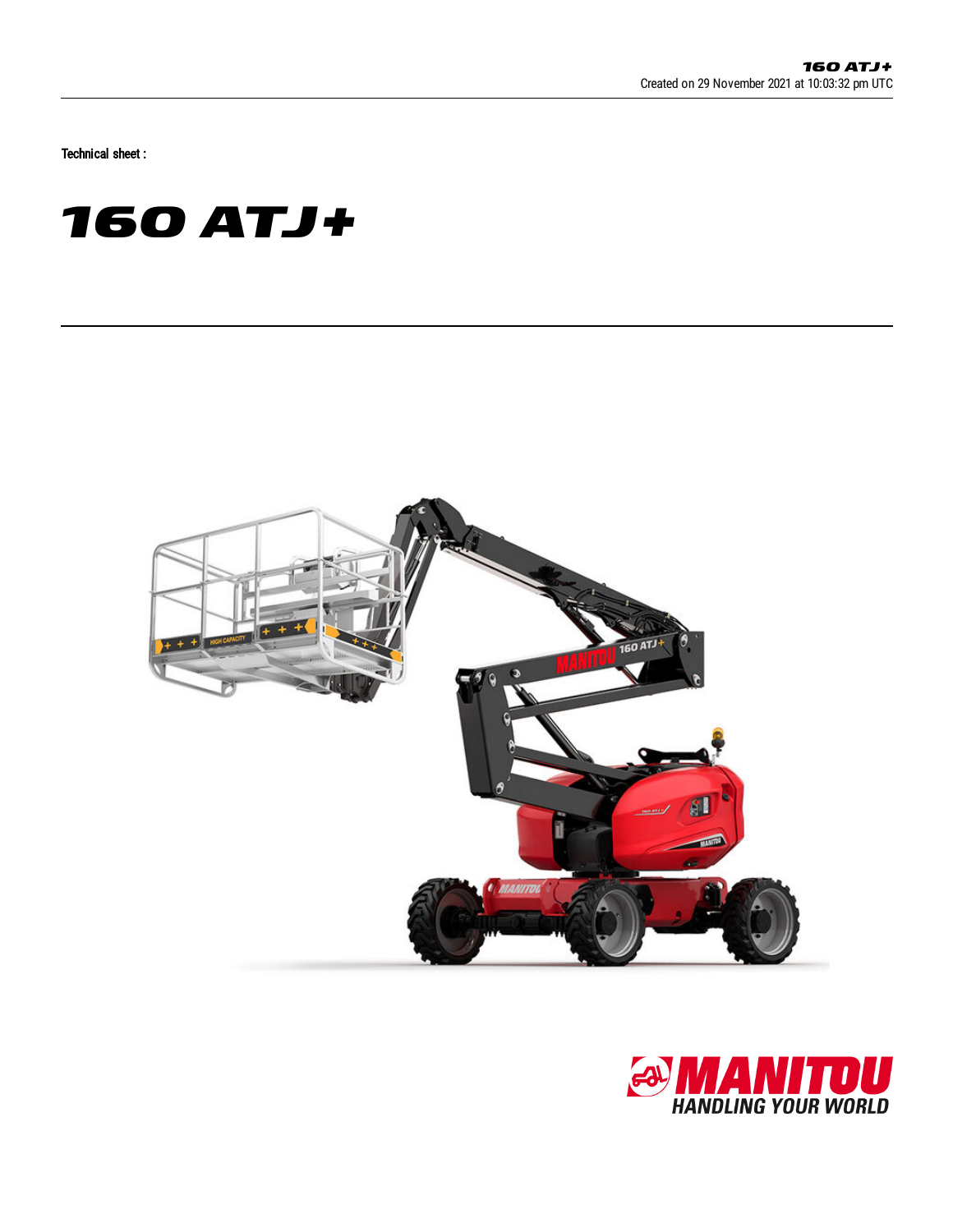Technical sheet :

# 160 ATJ+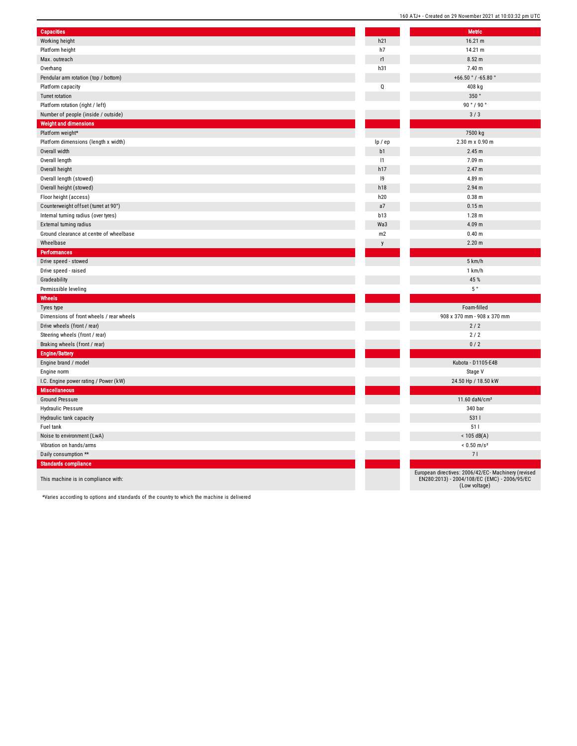| Capacities | | Metric |
|---|---|---|
| Working height | h21 | 16.21 m |
| Platform height | h7 | 14.21 m |
| Max. outreach | r1 | 8.52 m |
| Overhang | h31 | 7.40 m |
| Pendular arm rotation (top / bottom) | | +66.50 ° / -65.80 ° |
| Platform capacity | Q | 408 kg |
| Turret rotation | | 350 ° |
| Platform rotation (right / left) | | 90 ° / 90 ° |
| Number of people (inside / outside) | | 3 / 3 |
| **Weight and dimensions** | | |
| Platform weight* | | 7500 kg |
| Platform dimensions (length x width) | lp / ep | 2.30 m x 0.90 m |
| Overall width | b1 | 2.45 m |
| Overall length | l1 | 7.09 m |
| Overall height | h17 | 2.47 m |
| Overall length (stowed) | l9 | 4.89 m |
| Overall height (stowed) | h18 | 2.94 m |
| Floor height (access) | h20 | 0.38 m |
| Counterweight offset (turret at 90°) | a7 | 0.15 m |
| Internal turning radius (over tyres) | b13 | 1.28 m |
| External turning radius | Wa3 | 4.09 m |
| Ground clearance at centre of wheelbase | m2 | 0.40 m |
| Wheelbase | y | 2.20 m |
| **Performances** | | |
| Drive speed - stowed | | 5 km/h |
| Drive speed - raised | | 1 km/h |
| Gradeability | | 45 % |
| Permissible leveling | | 5 ° |
| **Wheels** | | |
| Tyres type | | Foam-filled |
| Dimensions of front wheels / rear wheels | | 908 x 370 mm - 908 x 370 mm |
| Drive wheels (front / rear) | | 2 / 2 |
| Steering wheels (front / rear) | | 2 / 2 |
| Braking wheels (front / rear) | | 0 / 2 |
| **Engine/Battery** | | |
| Engine brand / model | | Kubota - D1105-E4B |
| Engine norm | | Stage V |
| I.C. Engine power rating / Power (kW) | | 24.50 Hp / 18.50 kW |
| **Miscellaneous** | | |
| Ground Pressure | | 11.60 daN/cm² |
| Hydraulic Pressure | | 340 bar |
| Hydraulic tank capacity | | 531 l |
| Fuel tank | | 51 l |
| Noise to environment (LwA) | | < 105 dB(A) |
| Vibration on hands/arms | | < 0.50 m/s² |
| Daily consumption ** | | 7 l |
| **Standards compliance** | | |
| This machine is in compliance with: | | European directives: 2006/42/EC- Machinery (revised EN280:2013) - 2004/108/EC (EMC) - 2006/95/EC (Low voltage) |

*Varies according to options and standards of the country to which the machine is delivered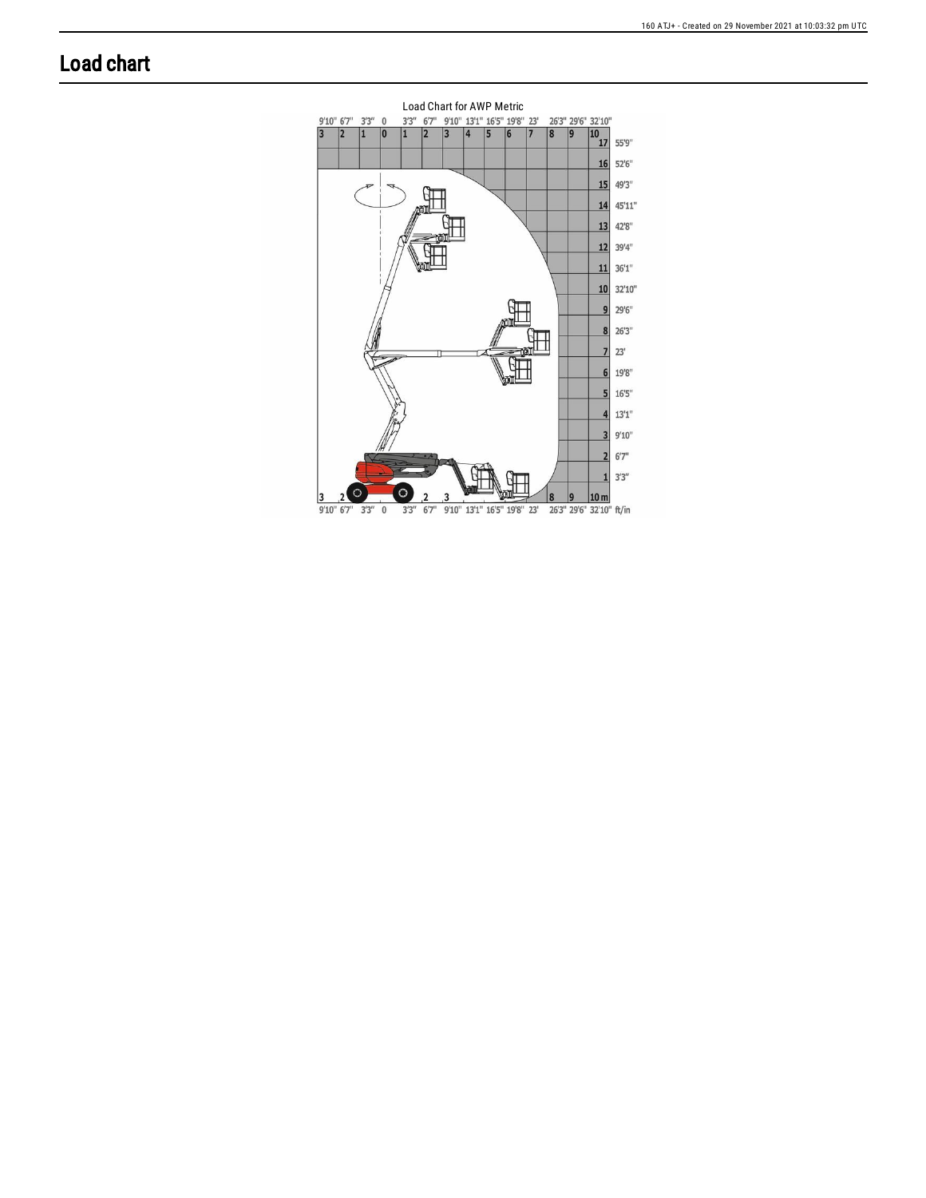# Load chart

Load Chart for AWP Metric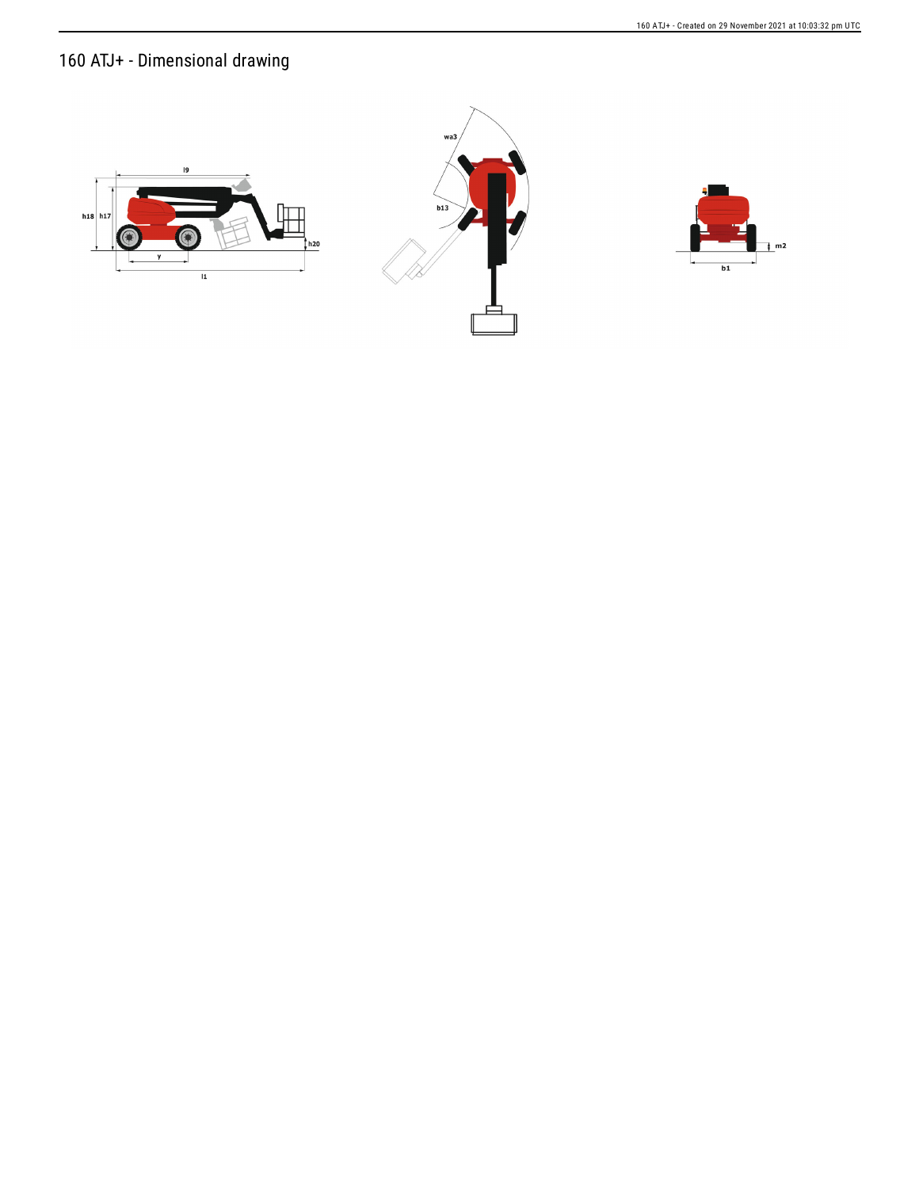# 160 ATJ+ - Dimensional drawing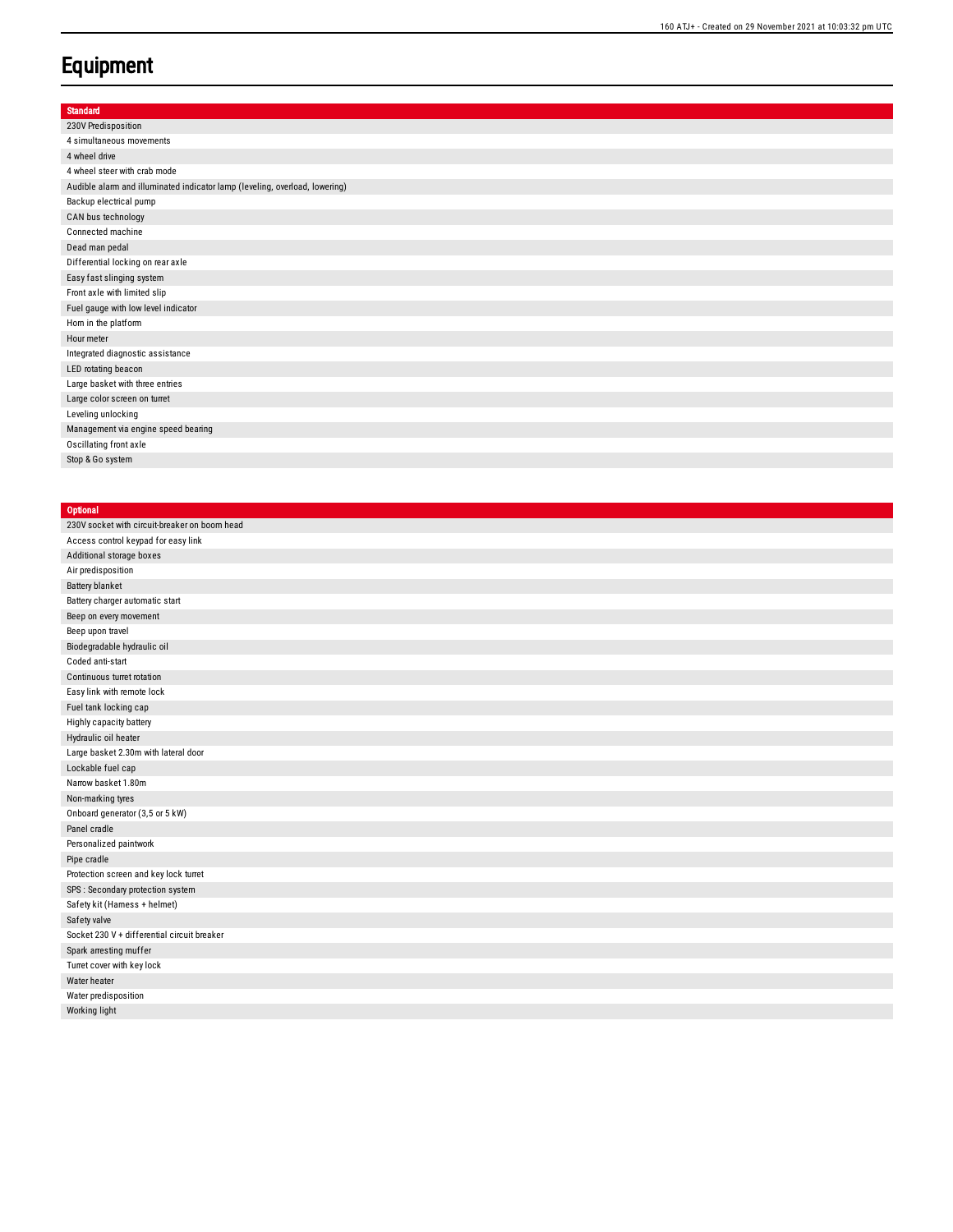# Equipment

| Standard |
|---|
| 230V Predisposition |
| 4 simultaneous movements |
| 4 wheel drive |
| 4 wheel steer with crab mode |
| Audible alarm and illuminated indicator lamp (leveling, overload, lowering) |
| Backup electrical pump |
| CAN bus technology |
| Connected machine |
| Dead man pedal |
| Differential locking on rear axle |
| Easy fast slinging system |
| Front axle with limited slip |
| Fuel gauge with low level indicator |
| Horn in the platform |
| Hour meter |
| Integrated diagnostic assistance |
| LED rotating beacon |
| Large basket with three entries |
| Large color screen on turret |
| Leveling unlocking |
| Management via engine speed bearing |
| Oscillating front axle |
| Stop & Go system |

| Optional |
|---|
| 230V socket with circuit-breaker on boom head |
| Access control keypad for easy link |
| Additional storage boxes |
| Air predisposition |
| Battery blanket |
| Battery charger automatic start |
| Beep on every movement |
| Beep upon travel |
| Biodegradable hydraulic oil |
| Coded anti-start |
| Continuous turret rotation |
| Easy link with remote lock |
| Fuel tank locking cap |
| Highly capacity battery |
| Hydraulic oil heater |
| Large basket 2.30m with lateral door |
| Lockable fuel cap |
| Narrow basket 1.80m |
| Non-marking tyres |
| Onboard generator (3,5 or 5 kW) |
| Panel cradle |
| Personalized paintwork |
| Pipe cradle |
| Protection screen and key lock turret |
| SPS : Secondary protection system |
| Safety kit (Harness + helmet) |
| Safety valve |
| Socket 230 V + differential circuit breaker |
| Spark arresting muffer |
| Turret cover with key lock |
| Water heater |
| Water predisposition |
| Working light |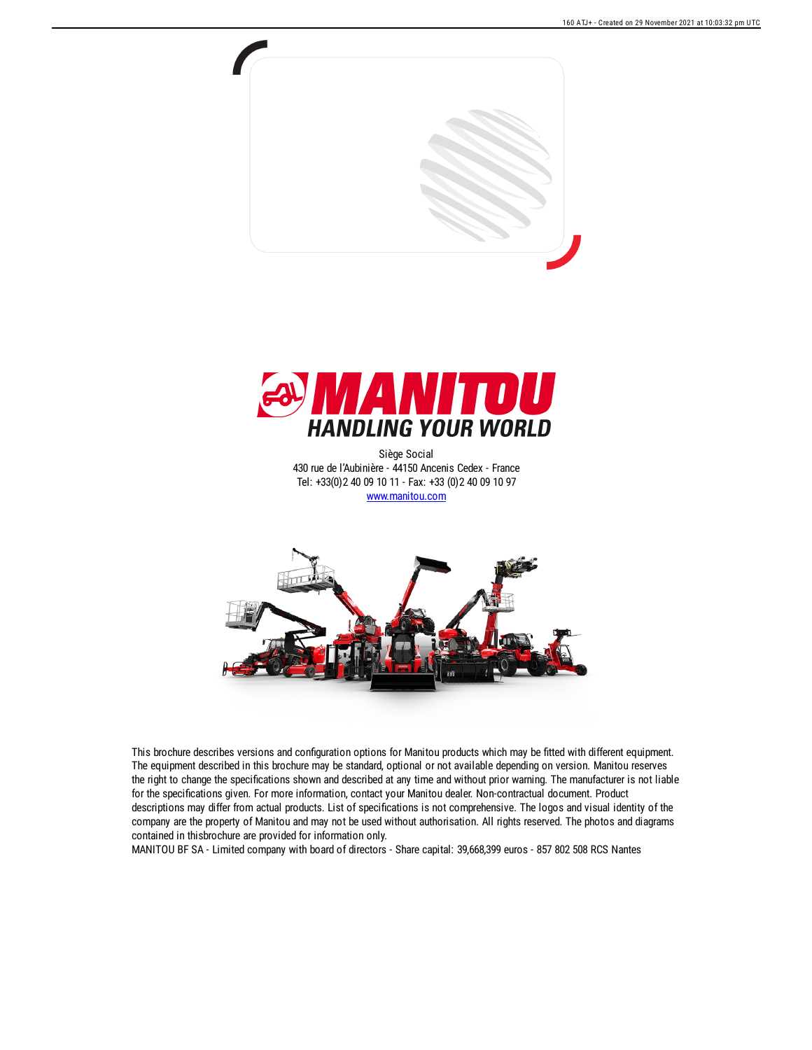Siège Social
430 rue de l'Aubinière - 44150 Ancenis Cedex - France
Tel: +33(0)2 40 09 10 11 - Fax: +33 (0)2 40 09 10 97
www.manitou.com

This brochure describes versions and configuration options for Manitou products which may be fitted with different equipment. The equipment described in this brochure may be standard, optional or not available depending on version. Manitou reserves the right to change the specifications shown and described at any time and without prior warning. The manufacturer is not liable for the specifications given. For more information, contact your Manitou dealer. Non-contractual document. Product descriptions may differ from actual products. List of specifications is not comprehensive. The logos and visual identity of the company are the property of Manitou and may not be used without authorisation. All rights reserved. The photos and diagrams contained in thisbrochure are provided for information only.
MANITOU BF SA - Limited company with board of directors - Share capital: 39,668,399 euros - 857 802 508 RCS Nantes